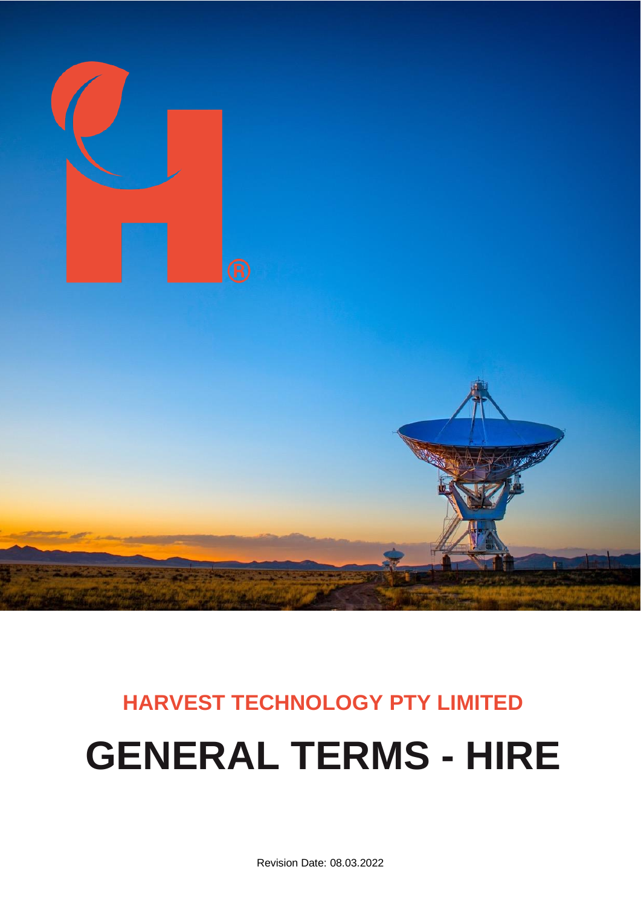## HARVEST TECHNOLOGY PTY LIMITED

# GENERAL TERMS - HIRE

Revision Date: 08.03.2022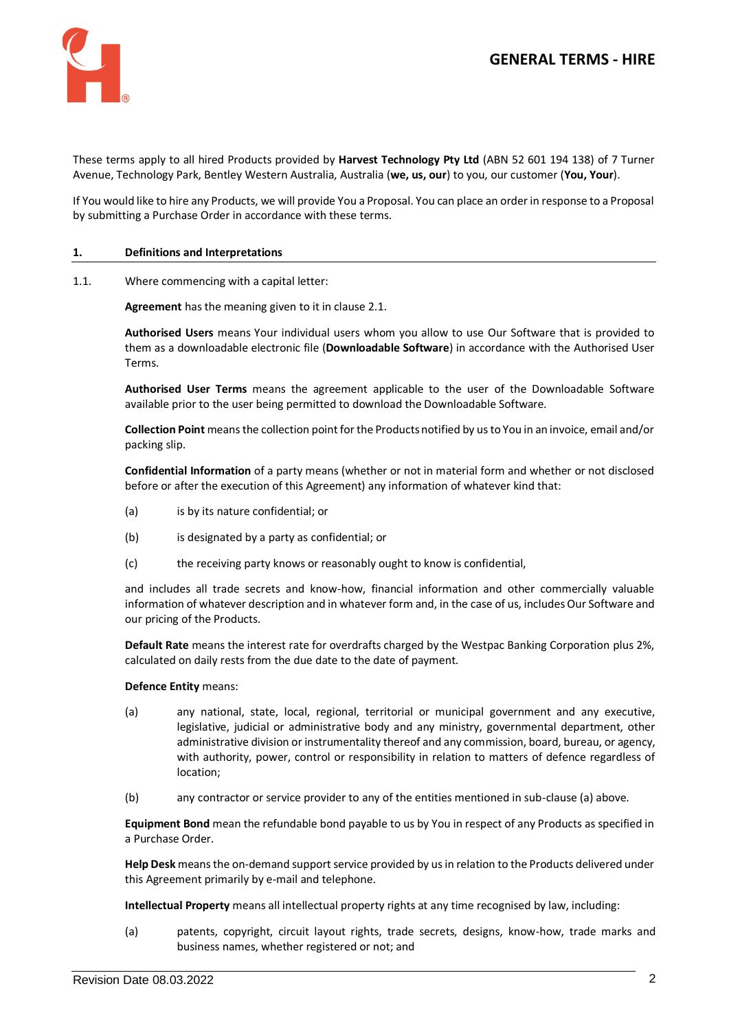These terms apply to all hired Products provided by **Harvest Technology Pty Ltd** (ABN 52 601 194 138) of 7 Turner Avenue, Technology Park, Bentley Western Australia, Australia (**we, us, our**) to you, our customer (**You, Your**).

If You would like to hire any Products, we will provide You a Proposal. You can place an order in response to a Proposal by submitting a Purchase Order in accordance with these terms.

## 1. Definitions and Interpretations

1.1. Where commencing with a capital letter:

**Agreement** has the meaning given to it in clause 2.1.

**Authorised Users** means Your individual users whom you allow to use Our Software that is provided to them as a downloadable electronic file (**Downloadable Software**) in accordance with the Authorised User Terms.

**Authorised User Terms** means the agreement applicable to the user of the Downloadable Software available prior to the user being permitted to download the Downloadable Software.

**Collection Point** means the collection point for the Products notified by us to You in an invoice, email and/or packing slip.

**Confidential Information** of a party means (whether or not in material form and whether or not disclosed before or after the execution of this Agreement) any information of whatever kind that:

(a) is by its nature confidential; or

(b) is designated by a party as confidential; or

(c) the receiving party knows or reasonably ought to know is confidential,

and includes all trade secrets and know-how, financial information and other commercially valuable information of whatever description and in whatever form and, in the case of us, includes Our Software and our pricing of the Products.

**Default Rate** means the interest rate for overdrafts charged by the Westpac Banking Corporation plus 2%, calculated on daily rests from the due date to the date of payment.

**Defence Entity** means:

(a) any national, state, local, regional, territorial or municipal government and any executive, legislative, judicial or administrative body and any ministry, governmental department, other administrative division or instrumentality thereof and any commission, board, bureau, or agency, with authority, power, control or responsibility in relation to matters of defence regardless of location;

(b) any contractor or service provider to any of the entities mentioned in sub-clause (a) above.

**Equipment Bond** mean the refundable bond payable to us by You in respect of any Products as specified in a Purchase Order.

**Help Desk** means the on-demand support service provided by us in relation to the Products delivered under this Agreement primarily by e-mail and telephone.

**Intellectual Property** means all intellectual property rights at any time recognised by law, including:

(a) patents, copyright, circuit layout rights, trade secrets, designs, know-how, trade marks and business names, whether registered or not; and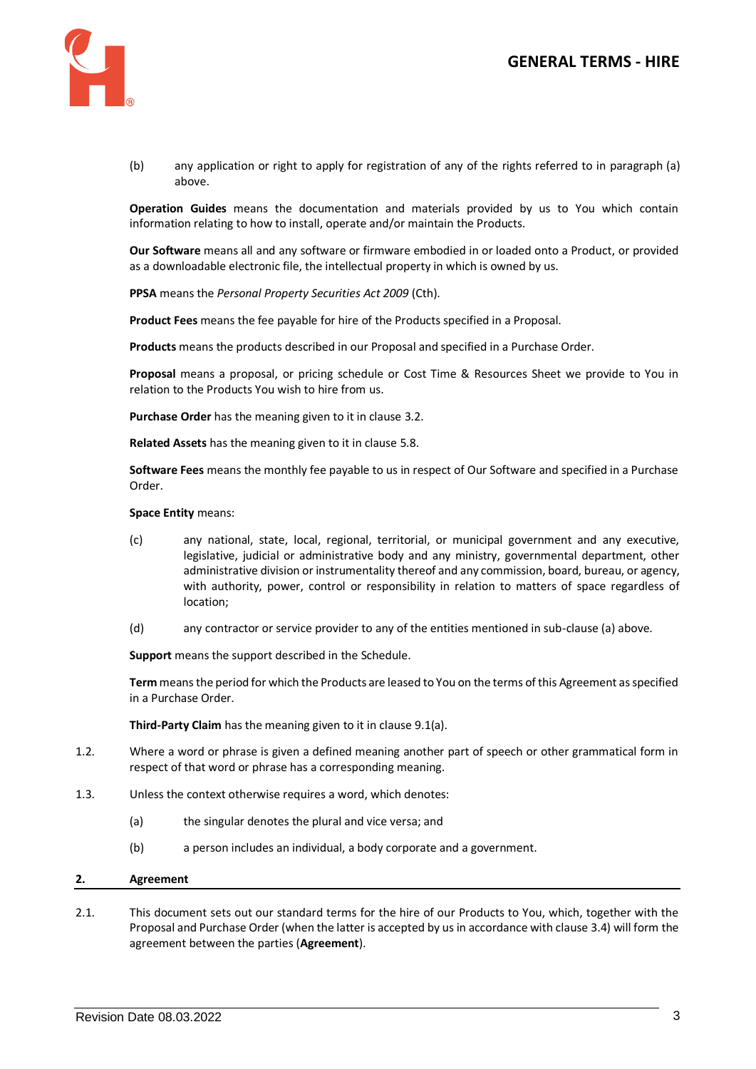(b) any application or right to apply for registration of any of the rights referred to in paragraph (a) above.

**Operation Guides** means the documentation and materials provided by us to You which contain information relating to how to install, operate and/or maintain the Products.

**Our Software** means all and any software or firmware embodied in or loaded onto a Product, or provided as a downloadable electronic file, the intellectual property in which is owned by us.

**PPSA** means the *Personal Property Securities Act 2009* (Cth).

**Product Fees** means the fee payable for hire of the Products specified in a Proposal.

**Products** means the products described in our Proposal and specified in a Purchase Order.

**Proposal** means a proposal, or pricing schedule or Cost Time & Resources Sheet we provide to You in relation to the Products You wish to hire from us.

**Purchase Order** has the meaning given to it in clause 3.2.

**Related Assets** has the meaning given to it in clause 5.8.

**Software Fees** means the monthly fee payable to us in respect of Our Software and specified in a Purchase Order.

**Space Entity** means:

(c) any national, state, local, regional, territorial, or municipal government and any executive, legislative, judicial or administrative body and any ministry, governmental department, other administrative division or instrumentality thereof and any commission, board, bureau, or agency, with authority, power, control or responsibility in relation to matters of space regardless of location;

(d) any contractor or service provider to any of the entities mentioned in sub-clause (a) above.

**Support** means the support described in the Schedule.

**Term** means the period for which the Products are leased to You on the terms of this Agreement as specified in a Purchase Order.

**Third-Party Claim** has the meaning given to it in clause 9.1(a).

1.2. Where a word or phrase is given a defined meaning another part of speech or other grammatical form in respect of that word or phrase has a corresponding meaning.

1.3. Unless the context otherwise requires a word, which denotes:

(a) the singular denotes the plural and vice versa; and

(b) a person includes an individual, a body corporate and a government.

## 2. Agreement

2.1. This document sets out our standard terms for the hire of our Products to You, which, together with the Proposal and Purchase Order (when the latter is accepted by us in accordance with clause 3.4) will form the agreement between the parties (**Agreement**).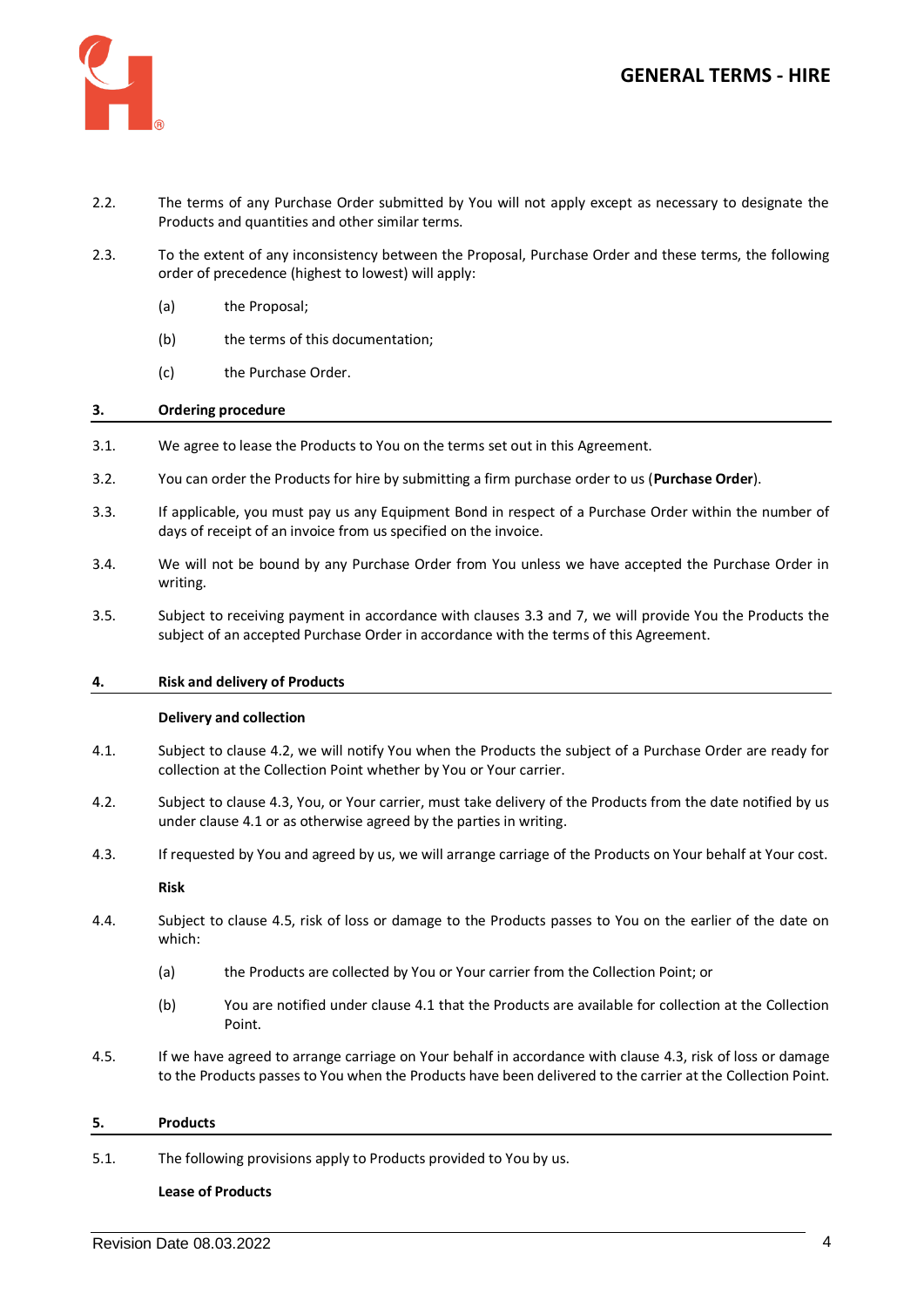2.2. The terms of any Purchase Order submitted by You will not apply except as necessary to designate the Products and quantities and other similar terms.

2.3. To the extent of any inconsistency between the Proposal, Purchase Order and these terms, the following order of precedence (highest to lowest) will apply:

(a) the Proposal;

(b) the terms of this documentation;

(c) the Purchase Order.

## 3. Ordering procedure

3.1. We agree to lease the Products to You on the terms set out in this Agreement.

3.2. You can order the Products for hire by submitting a firm purchase order to us (**Purchase Order**).

3.3. If applicable, you must pay us any Equipment Bond in respect of a Purchase Order within the number of days of receipt of an invoice from us specified on the invoice.

3.4. We will not be bound by any Purchase Order from You unless we have accepted the Purchase Order in writing.

3.5. Subject to receiving payment in accordance with clauses 3.3 and 7, we will provide You the Products the subject of an accepted Purchase Order in accordance with the terms of this Agreement.

## 4. Risk and delivery of Products

**Delivery and collection**

4.1. Subject to clause 4.2, we will notify You when the Products the subject of a Purchase Order are ready for collection at the Collection Point whether by You or Your carrier.

4.2. Subject to clause 4.3, You, or Your carrier, must take delivery of the Products from the date notified by us under clause 4.1 or as otherwise agreed by the parties in writing.

4.3. If requested by You and agreed by us, we will arrange carriage of the Products on Your behalf at Your cost.

**Risk**

4.4. Subject to clause 4.5, risk of loss or damage to the Products passes to You on the earlier of the date on which:

(a) the Products are collected by You or Your carrier from the Collection Point; or

(b) You are notified under clause 4.1 that the Products are available for collection at the Collection Point.

4.5. If we have agreed to arrange carriage on Your behalf in accordance with clause 4.3, risk of loss or damage to the Products passes to You when the Products have been delivered to the carrier at the Collection Point.

## 5. Products

5.1. The following provisions apply to Products provided to You by us.

**Lease of Products**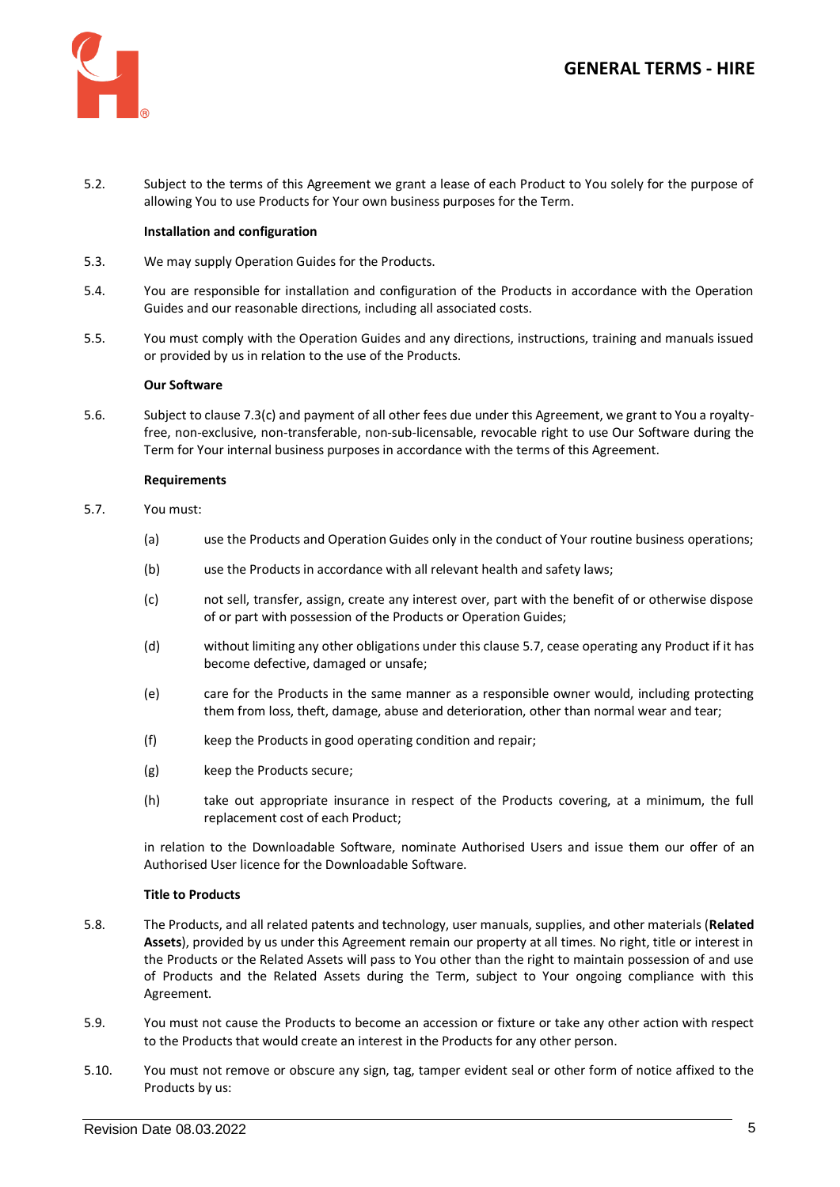5.2. Subject to the terms of this Agreement we grant a lease of each Product to You solely for the purpose of allowing You to use Products for Your own business purposes for the Term.

**Installation and configuration**

5.3. We may supply Operation Guides for the Products.

5.4. You are responsible for installation and configuration of the Products in accordance with the Operation Guides and our reasonable directions, including all associated costs.

5.5. You must comply with the Operation Guides and any directions, instructions, training and manuals issued or provided by us in relation to the use of the Products.

**Our Software**

5.6. Subject to clause 7.3(c) and payment of all other fees due under this Agreement, we grant to You a royalty-free, non-exclusive, non-transferable, non-sub-licensable, revocable right to use Our Software during the Term for Your internal business purposes in accordance with the terms of this Agreement.

**Requirements**

5.7. You must:

(a) use the Products and Operation Guides only in the conduct of Your routine business operations;

(b) use the Products in accordance with all relevant health and safety laws;

(c) not sell, transfer, assign, create any interest over, part with the benefit of or otherwise dispose of or part with possession of the Products or Operation Guides;

(d) without limiting any other obligations under this clause 5.7, cease operating any Product if it has become defective, damaged or unsafe;

(e) care for the Products in the same manner as a responsible owner would, including protecting them from loss, theft, damage, abuse and deterioration, other than normal wear and tear;

(f) keep the Products in good operating condition and repair;

(g) keep the Products secure;

(h) take out appropriate insurance in respect of the Products covering, at a minimum, the full replacement cost of each Product;

in relation to the Downloadable Software, nominate Authorised Users and issue them our offer of an Authorised User licence for the Downloadable Software.

**Title to Products**

5.8. The Products, and all related patents and technology, user manuals, supplies, and other materials (**Related Assets**), provided by us under this Agreement remain our property at all times. No right, title or interest in the Products or the Related Assets will pass to You other than the right to maintain possession of and use of Products and the Related Assets during the Term, subject to Your ongoing compliance with this Agreement.

5.9. You must not cause the Products to become an accession or fixture or take any other action with respect to the Products that would create an interest in the Products for any other person.

5.10. You must not remove or obscure any sign, tag, tamper evident seal or other form of notice affixed to the Products by us: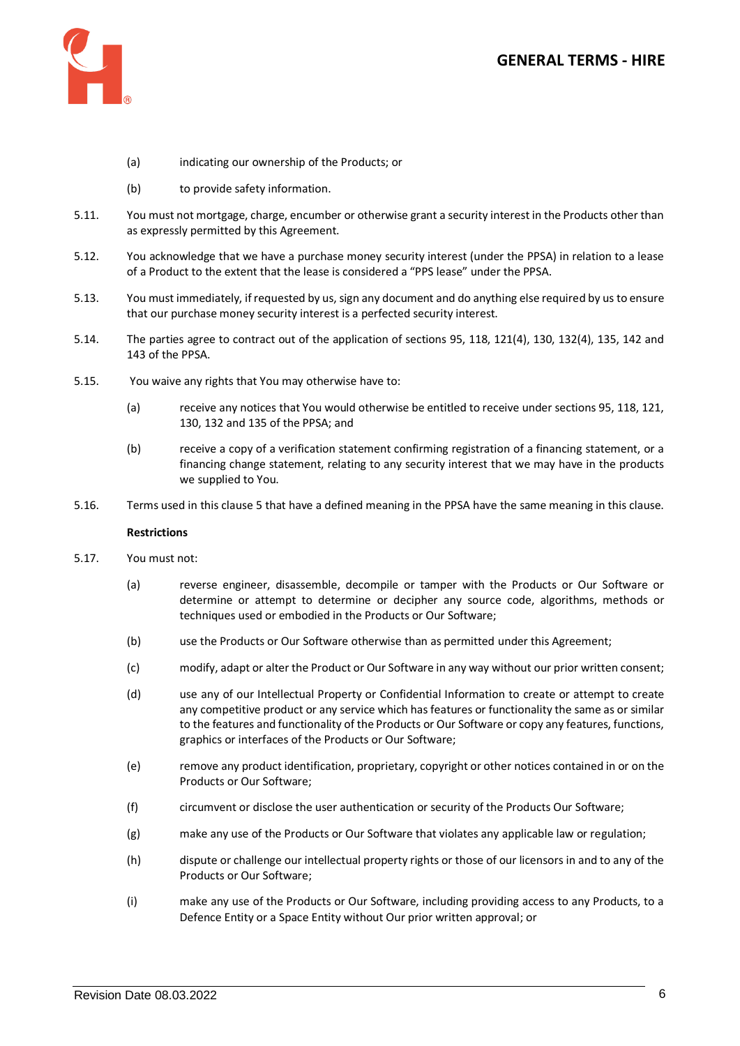(a) indicating our ownership of the Products; or

(b) to provide safety information.

5.11. You must not mortgage, charge, encumber or otherwise grant a security interest in the Products other than as expressly permitted by this Agreement.

5.12. You acknowledge that we have a purchase money security interest (under the PPSA) in relation to a lease of a Product to the extent that the lease is considered a "PPS lease" under the PPSA.

5.13. You must immediately, if requested by us, sign any document and do anything else required by us to ensure that our purchase money security interest is a perfected security interest.

5.14. The parties agree to contract out of the application of sections 95, 118, 121(4), 130, 132(4), 135, 142 and 143 of the PPSA.

5.15. You waive any rights that You may otherwise have to:

(a) receive any notices that You would otherwise be entitled to receive under sections 95, 118, 121, 130, 132 and 135 of the PPSA; and

(b) receive a copy of a verification statement confirming registration of a financing statement, or a financing change statement, relating to any security interest that we may have in the products we supplied to You.

5.16. Terms used in this clause 5 that have a defined meaning in the PPSA have the same meaning in this clause.

**Restrictions**

5.17. You must not:

(a) reverse engineer, disassemble, decompile or tamper with the Products or Our Software or determine or attempt to determine or decipher any source code, algorithms, methods or techniques used or embodied in the Products or Our Software;

(b) use the Products or Our Software otherwise than as permitted under this Agreement;

(c) modify, adapt or alter the Product or Our Software in any way without our prior written consent;

(d) use any of our Intellectual Property or Confidential Information to create or attempt to create any competitive product or any service which has features or functionality the same as or similar to the features and functionality of the Products or Our Software or copy any features, functions, graphics or interfaces of the Products or Our Software;

(e) remove any product identification, proprietary, copyright or other notices contained in or on the Products or Our Software;

(f) circumvent or disclose the user authentication or security of the Products Our Software;

(g) make any use of the Products or Our Software that violates any applicable law or regulation;

(h) dispute or challenge our intellectual property rights or those of our licensors in and to any of the Products or Our Software;

(i) make any use of the Products or Our Software, including providing access to any Products, to a Defence Entity or a Space Entity without Our prior written approval; or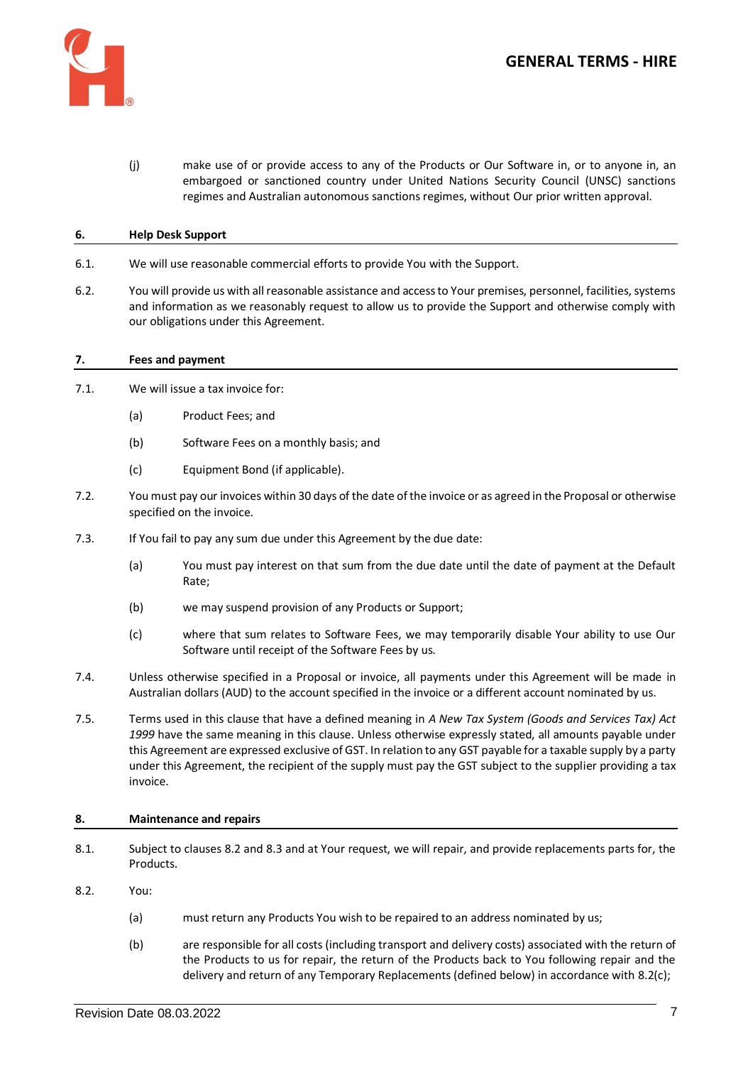(j) make use of or provide access to any of the Products or Our Software in, or to anyone in, an embargoed or sanctioned country under United Nations Security Council (UNSC) sanctions regimes and Australian autonomous sanctions regimes, without Our prior written approval.

## 6. Help Desk Support

6.1. We will use reasonable commercial efforts to provide You with the Support.

6.2. You will provide us with all reasonable assistance and access to Your premises, personnel, facilities, systems and information as we reasonably request to allow us to provide the Support and otherwise comply with our obligations under this Agreement.

## 7. Fees and payment

7.1. We will issue a tax invoice for:

(a) Product Fees; and

(b) Software Fees on a monthly basis; and

(c) Equipment Bond (if applicable).

7.2. You must pay our invoices within 30 days of the date of the invoice or as agreed in the Proposal or otherwise specified on the invoice.

7.3. If You fail to pay any sum due under this Agreement by the due date:

(a) You must pay interest on that sum from the due date until the date of payment at the Default Rate;

(b) we may suspend provision of any Products or Support;

(c) where that sum relates to Software Fees, we may temporarily disable Your ability to use Our Software until receipt of the Software Fees by us.

7.4. Unless otherwise specified in a Proposal or invoice, all payments under this Agreement will be made in Australian dollars (AUD) to the account specified in the invoice or a different account nominated by us.

7.5. Terms used in this clause that have a defined meaning in *A New Tax System (Goods and Services Tax) Act 1999* have the same meaning in this clause. Unless otherwise expressly stated, all amounts payable under this Agreement are expressed exclusive of GST. In relation to any GST payable for a taxable supply by a party under this Agreement, the recipient of the supply must pay the GST subject to the supplier providing a tax invoice.

## 8. Maintenance and repairs

8.1. Subject to clauses 8.2 and 8.3 and at Your request, we will repair, and provide replacements parts for, the Products.

8.2. You:

(a) must return any Products You wish to be repaired to an address nominated by us;

(b) are responsible for all costs (including transport and delivery costs) associated with the return of the Products to us for repair, the return of the Products back to You following repair and the delivery and return of any Temporary Replacements (defined below) in accordance with 8.2(c);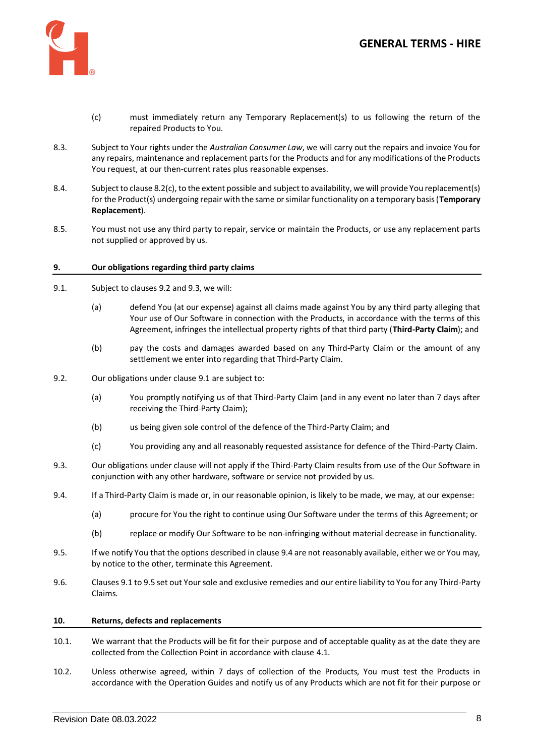(c) must immediately return any Temporary Replacement(s) to us following the return of the repaired Products to You.

8.3. Subject to Your rights under the *Australian Consumer Law*, we will carry out the repairs and invoice You for any repairs, maintenance and replacement parts for the Products and for any modifications of the Products You request, at our then-current rates plus reasonable expenses.

8.4. Subject to clause 8.2(c), to the extent possible and subject to availability, we will provide You replacement(s) for the Product(s) undergoing repair with the same or similar functionality on a temporary basis (**Temporary Replacement**).

8.5. You must not use any third party to repair, service or maintain the Products, or use any replacement parts not supplied or approved by us.

## 9. Our obligations regarding third party claims

9.1. Subject to clauses 9.2 and 9.3, we will:

(a) defend You (at our expense) against all claims made against You by any third party alleging that Your use of Our Software in connection with the Products, in accordance with the terms of this Agreement, infringes the intellectual property rights of that third party (**Third-Party Claim**); and

(b) pay the costs and damages awarded based on any Third-Party Claim or the amount of any settlement we enter into regarding that Third-Party Claim.

9.2. Our obligations under clause 9.1 are subject to:

(a) You promptly notifying us of that Third-Party Claim (and in any event no later than 7 days after receiving the Third-Party Claim);

(b) us being given sole control of the defence of the Third-Party Claim; and

(c) You providing any and all reasonably requested assistance for defence of the Third-Party Claim.

9.3. Our obligations under clause will not apply if the Third-Party Claim results from use of the Our Software in conjunction with any other hardware, software or service not provided by us.

9.4. If a Third-Party Claim is made or, in our reasonable opinion, is likely to be made, we may, at our expense:

(a) procure for You the right to continue using Our Software under the terms of this Agreement; or

(b) replace or modify Our Software to be non-infringing without material decrease in functionality.

9.5. If we notify You that the options described in clause 9.4 are not reasonably available, either we or You may, by notice to the other, terminate this Agreement.

9.6. Clauses 9.1 to 9.5 set out Your sole and exclusive remedies and our entire liability to You for any Third-Party Claims.

## 10. Returns, defects and replacements

10.1. We warrant that the Products will be fit for their purpose and of acceptable quality as at the date they are collected from the Collection Point in accordance with clause 4.1.

10.2. Unless otherwise agreed, within 7 days of collection of the Products, You must test the Products in accordance with the Operation Guides and notify us of any Products which are not fit for their purpose or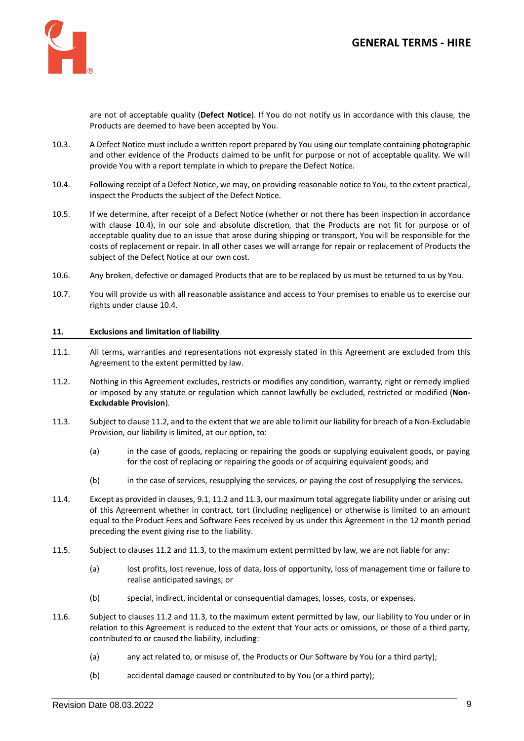are not of acceptable quality (**Defect Notice**). If You do not notify us in accordance with this clause, the Products are deemed to have been accepted by You.

10.3. A Defect Notice must include a written report prepared by You using our template containing photographic and other evidence of the Products claimed to be unfit for purpose or not of acceptable quality. We will provide You with a report template in which to prepare the Defect Notice.

10.4. Following receipt of a Defect Notice, we may, on providing reasonable notice to You, to the extent practical, inspect the Products the subject of the Defect Notice.

10.5. If we determine, after receipt of a Defect Notice (whether or not there has been inspection in accordance with clause 10.4), in our sole and absolute discretion, that the Products are not fit for purpose or of acceptable quality due to an issue that arose during shipping or transport, You will be responsible for the costs of replacement or repair. In all other cases we will arrange for repair or replacement of Products the subject of the Defect Notice at our own cost.

10.6. Any broken, defective or damaged Products that are to be replaced by us must be returned to us by You.

10.7. You will provide us with all reasonable assistance and access to Your premises to enable us to exercise our rights under clause 10.4.

## 11. Exclusions and limitation of liability

11.1. All terms, warranties and representations not expressly stated in this Agreement are excluded from this Agreement to the extent permitted by law.

11.2. Nothing in this Agreement excludes, restricts or modifies any condition, warranty, right or remedy implied or imposed by any statute or regulation which cannot lawfully be excluded, restricted or modified (**Non-Excludable Provision**).

11.3. Subject to clause 11.2, and to the extent that we are able to limit our liability for breach of a Non-Excludable Provision, our liability is limited, at our option, to:

(a) in the case of goods, replacing or repairing the goods or supplying equivalent goods, or paying for the cost of replacing or repairing the goods or of acquiring equivalent goods; and

(b) in the case of services, resupplying the services, or paying the cost of resupplying the services.

11.4. Except as provided in clauses, 9.1, 11.2 and 11.3, our maximum total aggregate liability under or arising out of this Agreement whether in contract, tort (including negligence) or otherwise is limited to an amount equal to the Product Fees and Software Fees received by us under this Agreement in the 12 month period preceding the event giving rise to the liability.

11.5. Subject to clauses 11.2 and 11.3, to the maximum extent permitted by law, we are not liable for any:

(a) lost profits, lost revenue, loss of data, loss of opportunity, loss of management time or failure to realise anticipated savings; or

(b) special, indirect, incidental or consequential damages, losses, costs, or expenses.

11.6. Subject to clauses 11.2 and 11.3, to the maximum extent permitted by law, our liability to You under or in relation to this Agreement is reduced to the extent that Your acts or omissions, or those of a third party, contributed to or caused the liability, including:

(a) any act related to, or misuse of, the Products or Our Software by You (or a third party);

(b) accidental damage caused or contributed to by You (or a third party);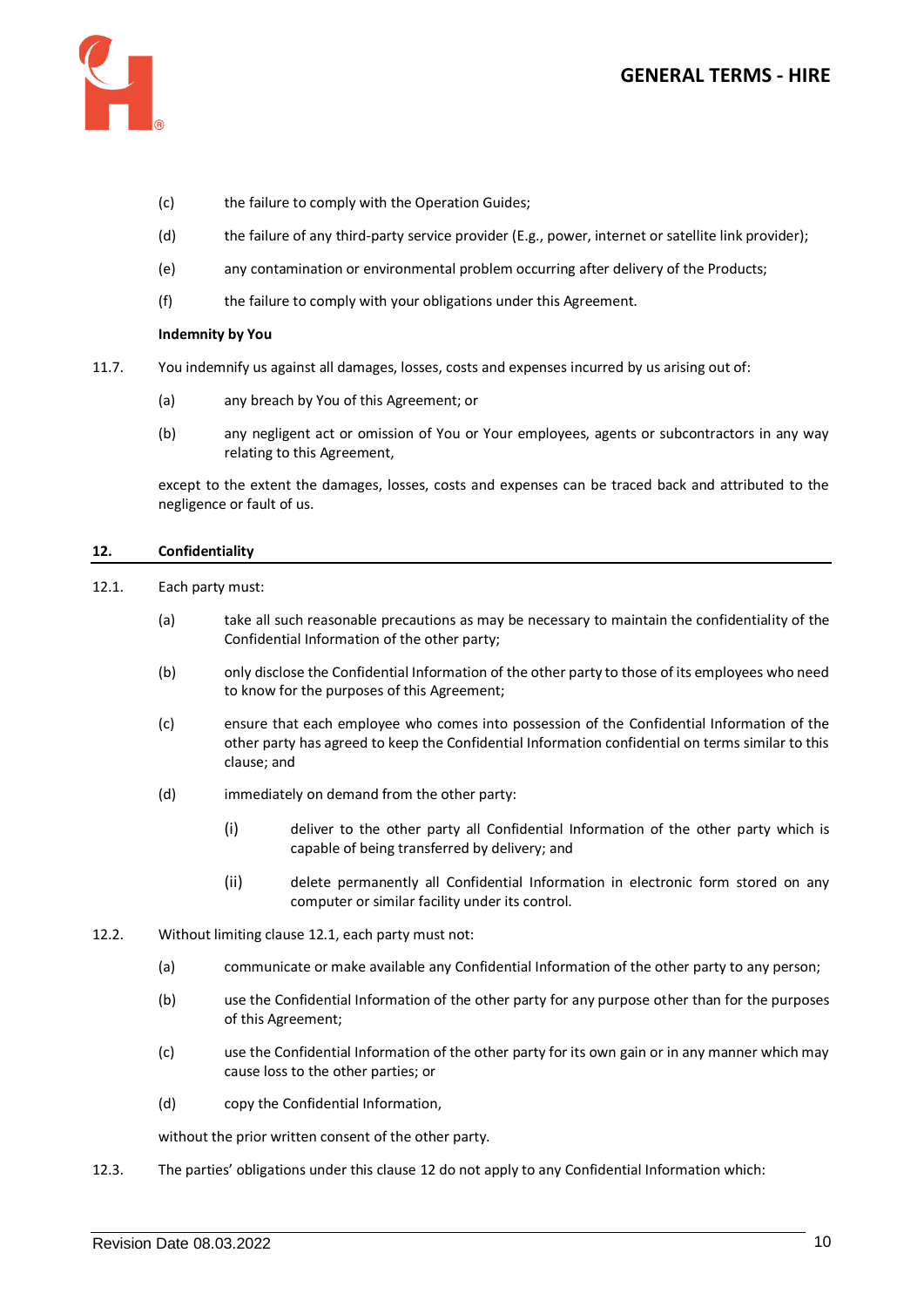(c) the failure to comply with the Operation Guides;

(d) the failure of any third-party service provider (E.g., power, internet or satellite link provider);

(e) any contamination or environmental problem occurring after delivery of the Products;

(f) the failure to comply with your obligations under this Agreement.

**Indemnity by You**

11.7. You indemnify us against all damages, losses, costs and expenses incurred by us arising out of:

(a) any breach by You of this Agreement; or

(b) any negligent act or omission of You or Your employees, agents or subcontractors in any way relating to this Agreement,

except to the extent the damages, losses, costs and expenses can be traced back and attributed to the negligence or fault of us.

## 12. Confidentiality

12.1. Each party must:

(a) take all such reasonable precautions as may be necessary to maintain the confidentiality of the Confidential Information of the other party;

(b) only disclose the Confidential Information of the other party to those of its employees who need to know for the purposes of this Agreement;

(c) ensure that each employee who comes into possession of the Confidential Information of the other party has agreed to keep the Confidential Information confidential on terms similar to this clause; and

(d) immediately on demand from the other party:

(i) deliver to the other party all Confidential Information of the other party which is capable of being transferred by delivery; and

(ii) delete permanently all Confidential Information in electronic form stored on any computer or similar facility under its control.

12.2. Without limiting clause 12.1, each party must not:

(a) communicate or make available any Confidential Information of the other party to any person;

(b) use the Confidential Information of the other party for any purpose other than for the purposes of this Agreement;

(c) use the Confidential Information of the other party for its own gain or in any manner which may cause loss to the other parties; or

(d) copy the Confidential Information,

without the prior written consent of the other party.

12.3. The parties' obligations under this clause 12 do not apply to any Confidential Information which: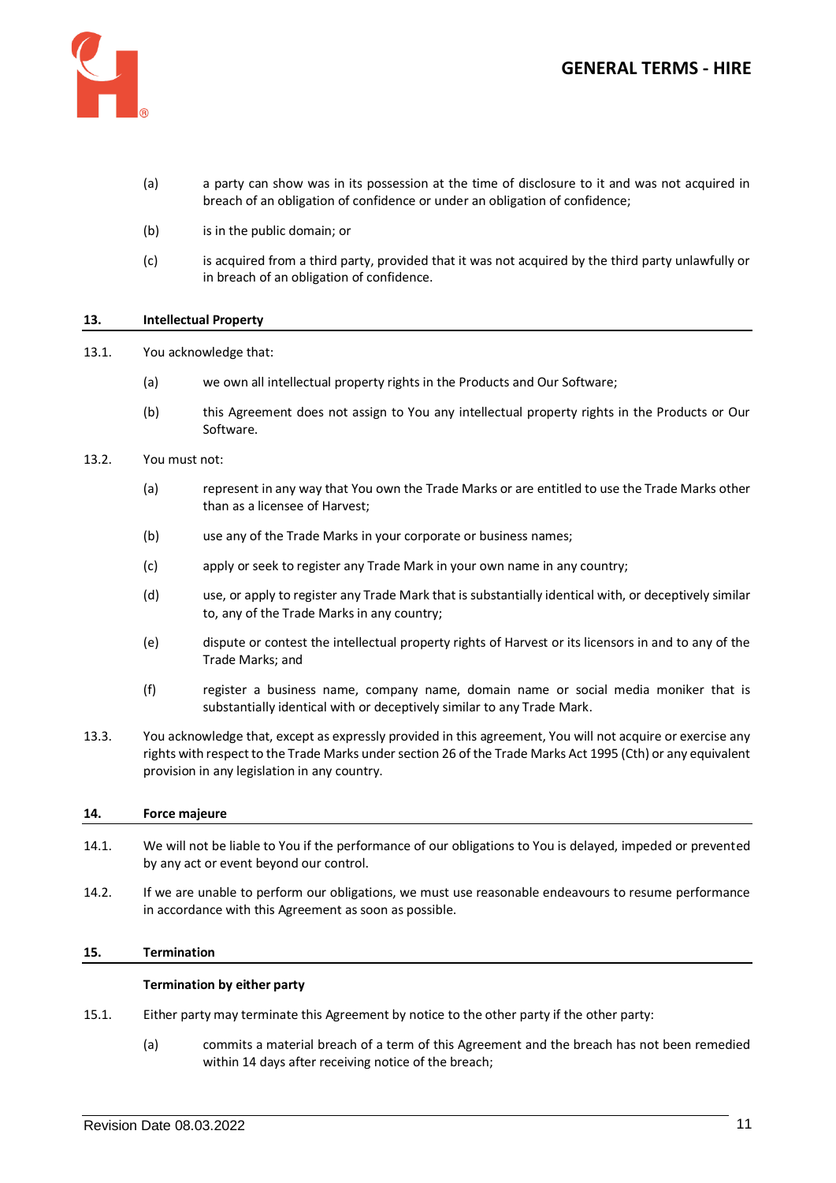(a) a party can show was in its possession at the time of disclosure to it and was not acquired in breach of an obligation of confidence or under an obligation of confidence;

(b) is in the public domain; or

(c) is acquired from a third party, provided that it was not acquired by the third party unlawfully or in breach of an obligation of confidence.

## 13. Intellectual Property

13.1. You acknowledge that:

(a) we own all intellectual property rights in the Products and Our Software;

(b) this Agreement does not assign to You any intellectual property rights in the Products or Our Software.

13.2. You must not:

(a) represent in any way that You own the Trade Marks or are entitled to use the Trade Marks other than as a licensee of Harvest;

(b) use any of the Trade Marks in your corporate or business names;

(c) apply or seek to register any Trade Mark in your own name in any country;

(d) use, or apply to register any Trade Mark that is substantially identical with, or deceptively similar to, any of the Trade Marks in any country;

(e) dispute or contest the intellectual property rights of Harvest or its licensors in and to any of the Trade Marks; and

(f) register a business name, company name, domain name or social media moniker that is substantially identical with or deceptively similar to any Trade Mark.

13.3. You acknowledge that, except as expressly provided in this agreement, You will not acquire or exercise any rights with respect to the Trade Marks under section 26 of the Trade Marks Act 1995 (Cth) or any equivalent provision in any legislation in any country.

## 14. Force majeure

14.1. We will not be liable to You if the performance of our obligations to You is delayed, impeded or prevented by any act or event beyond our control.

14.2. If we are unable to perform our obligations, we must use reasonable endeavours to resume performance in accordance with this Agreement as soon as possible.

## 15. Termination

**Termination by either party**

15.1. Either party may terminate this Agreement by notice to the other party if the other party:

(a) commits a material breach of a term of this Agreement and the breach has not been remedied within 14 days after receiving notice of the breach;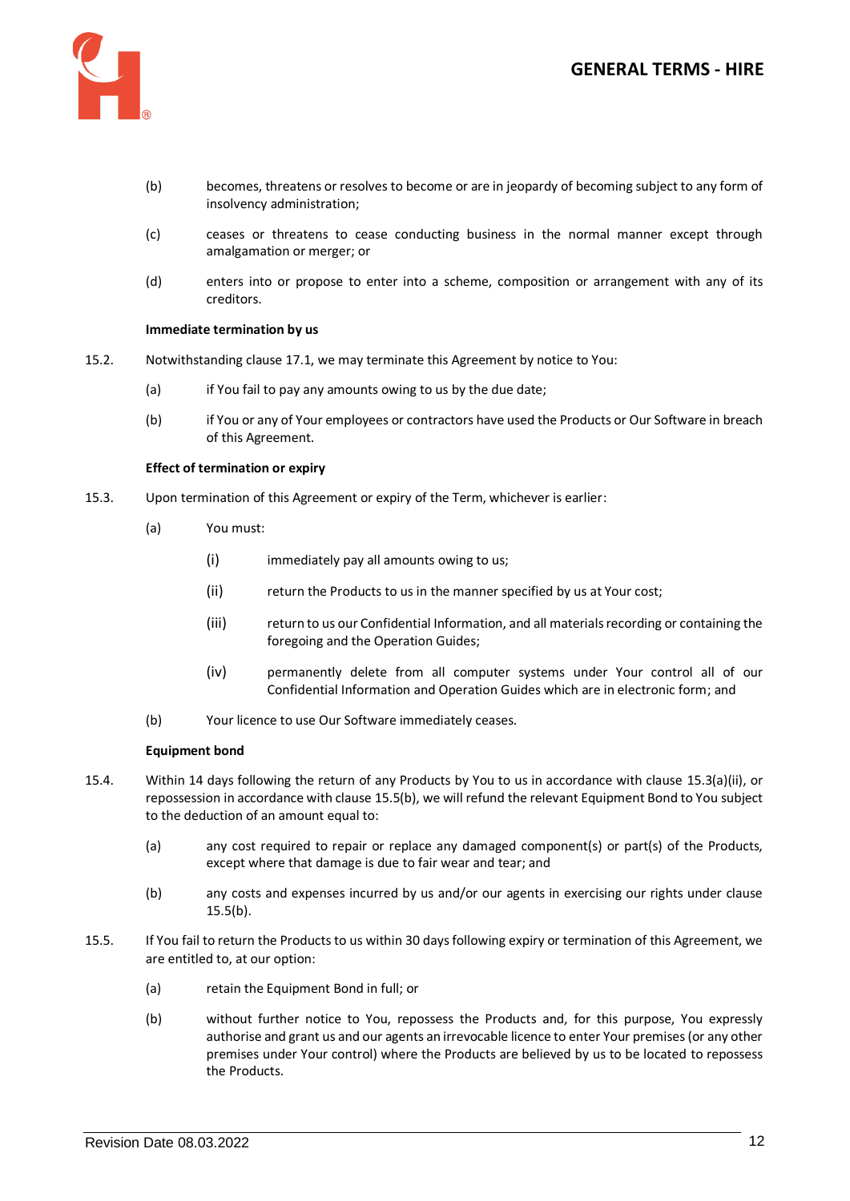(b) becomes, threatens or resolves to become or are in jeopardy of becoming subject to any form of insolvency administration;

(c) ceases or threatens to cease conducting business in the normal manner except through amalgamation or merger; or

(d) enters into or propose to enter into a scheme, composition or arrangement with any of its creditors.

**Immediate termination by us**

15.2. Notwithstanding clause 17.1, we may terminate this Agreement by notice to You:

(a) if You fail to pay any amounts owing to us by the due date;

(b) if You or any of Your employees or contractors have used the Products or Our Software in breach of this Agreement.

**Effect of termination or expiry**

15.3. Upon termination of this Agreement or expiry of the Term, whichever is earlier:

(a) You must:

(i) immediately pay all amounts owing to us;

(ii) return the Products to us in the manner specified by us at Your cost;

(iii) return to us our Confidential Information, and all materials recording or containing the foregoing and the Operation Guides;

(iv) permanently delete from all computer systems under Your control all of our Confidential Information and Operation Guides which are in electronic form; and

(b) Your licence to use Our Software immediately ceases.

**Equipment bond**

15.4. Within 14 days following the return of any Products by You to us in accordance with clause 15.3(a)(ii), or repossession in accordance with clause 15.5(b), we will refund the relevant Equipment Bond to You subject to the deduction of an amount equal to:

(a) any cost required to repair or replace any damaged component(s) or part(s) of the Products, except where that damage is due to fair wear and tear; and

(b) any costs and expenses incurred by us and/or our agents in exercising our rights under clause 15.5(b).

15.5. If You fail to return the Products to us within 30 days following expiry or termination of this Agreement, we are entitled to, at our option:

(a) retain the Equipment Bond in full; or

(b) without further notice to You, repossess the Products and, for this purpose, You expressly authorise and grant us and our agents an irrevocable licence to enter Your premises (or any other premises under Your control) where the Products are believed by us to be located to repossess the Products.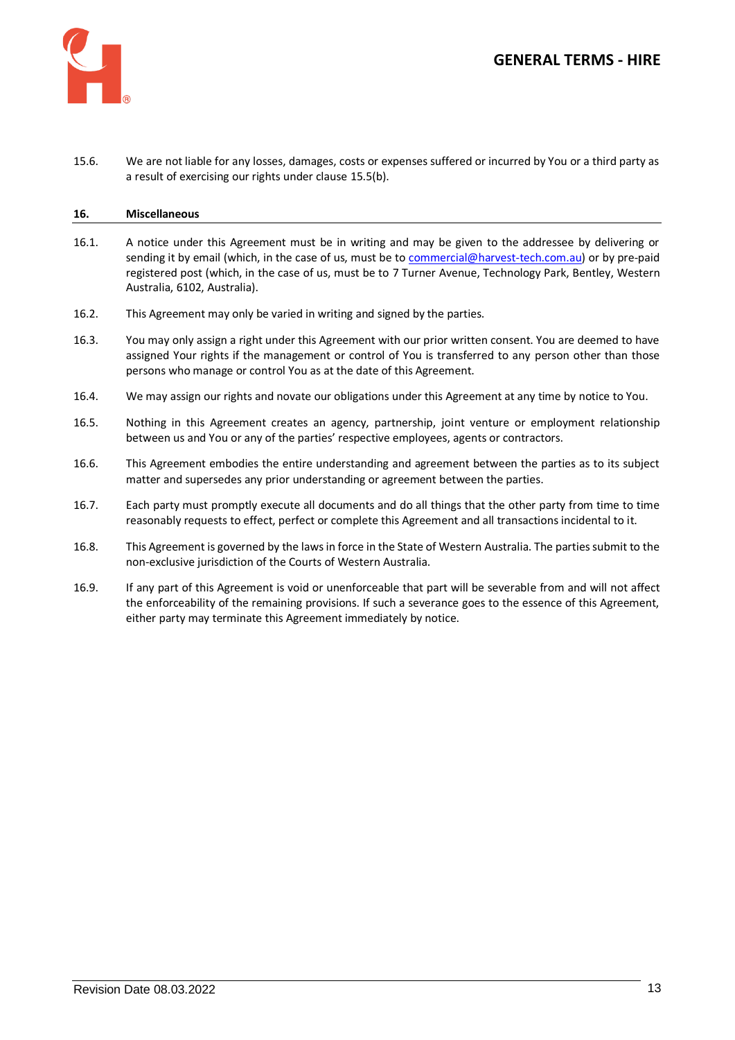15.6. We are not liable for any losses, damages, costs or expenses suffered or incurred by You or a third party as a result of exercising our rights under clause 15.5(b).

## 16. Miscellaneous

16.1. A notice under this Agreement must be in writing and may be given to the addressee by delivering or sending it by email (which, in the case of us, must be to commercial@harvest-tech.com.au) or by pre-paid registered post (which, in the case of us, must be to 7 Turner Avenue, Technology Park, Bentley, Western Australia, 6102, Australia).

16.2. This Agreement may only be varied in writing and signed by the parties.

16.3. You may only assign a right under this Agreement with our prior written consent. You are deemed to have assigned Your rights if the management or control of You is transferred to any person other than those persons who manage or control You as at the date of this Agreement.

16.4. We may assign our rights and novate our obligations under this Agreement at any time by notice to You.

16.5. Nothing in this Agreement creates an agency, partnership, joint venture or employment relationship between us and You or any of the parties' respective employees, agents or contractors.

16.6. This Agreement embodies the entire understanding and agreement between the parties as to its subject matter and supersedes any prior understanding or agreement between the parties.

16.7. Each party must promptly execute all documents and do all things that the other party from time to time reasonably requests to effect, perfect or complete this Agreement and all transactions incidental to it.

16.8. This Agreement is governed by the laws in force in the State of Western Australia. The parties submit to the non-exclusive jurisdiction of the Courts of Western Australia.

16.9. If any part of this Agreement is void or unenforceable that part will be severable from and will not affect the enforceability of the remaining provisions. If such a severance goes to the essence of this Agreement, either party may terminate this Agreement immediately by notice.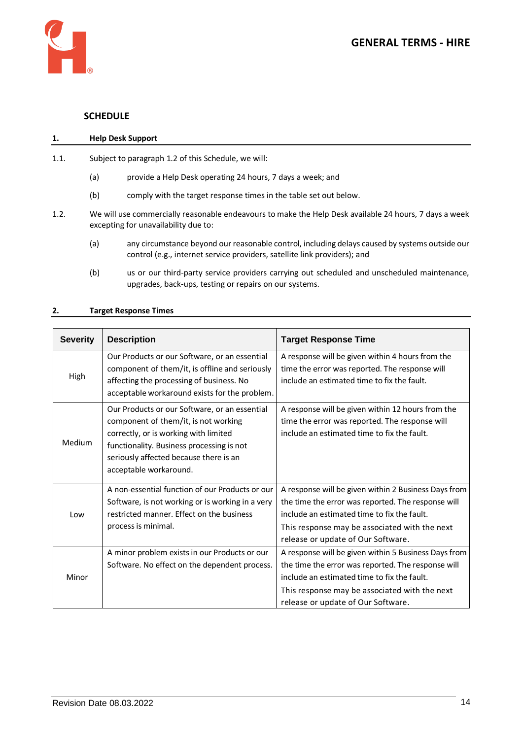## SCHEDULE

### 1. Help Desk Support

1.1. Subject to paragraph 1.2 of this Schedule, we will:

(a) provide a Help Desk operating 24 hours, 7 days a week; and

(b) comply with the target response times in the table set out below.

1.2. We will use commercially reasonable endeavours to make the Help Desk available 24 hours, 7 days a week excepting for unavailability due to:

(a) any circumstance beyond our reasonable control, including delays caused by systems outside our control (e.g., internet service providers, satellite link providers); and

(b) us or our third-party service providers carrying out scheduled and unscheduled maintenance, upgrades, back-ups, testing or repairs on our systems.

### 2. Target Response Times

| Severity | Description | Target Response Time |
|---|---|---|
| High | Our Products or our Software, or an essential component of them/it, is offline and seriously affecting the processing of business. No acceptable workaround exists for the problem. | A response will be given within 4 hours from the time the error was reported. The response will include an estimated time to fix the fault. |
| Medium | Our Products or our Software, or an essential component of them/it, is not working correctly, or is working with limited functionality. Business processing is not seriously affected because there is an acceptable workaround. | A response will be given within 12 hours from the time the error was reported. The response will include an estimated time to fix the fault. |
| Low | A non-essential function of our Products or our Software, is not working or is working in a very restricted manner. Effect on the business process is minimal. | A response will be given within 2 Business Days from the time the error was reported. The response will include an estimated time to fix the fault. This response may be associated with the next release or update of Our Software. |
| Minor | A minor problem exists in our Products or our Software. No effect on the dependent process. | A response will be given within 5 Business Days from the time the error was reported. The response will include an estimated time to fix the fault. This response may be associated with the next release or update of Our Software. |